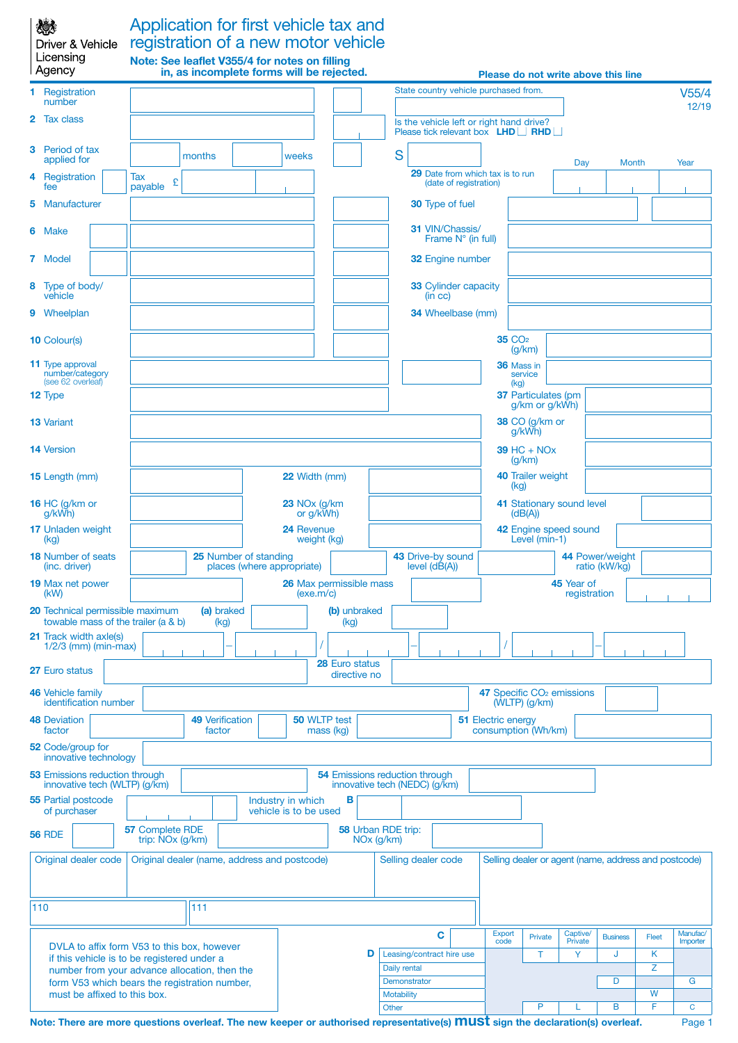Driver & Vehicle Licensing Agency

# Application for first vehicle tax and registration of a new motor vehicle

**Note: See leaflet V355/4 for notes on filling in, as incomplete forms will be rejected.**

**Please do not write above this line**

V55/4
12/19

1 Registration number

State country vehicle purchased from.

2 Tax class

Is the vehicle left or right hand drive?
Please tick relevant box LHD ☐ RHD ☐

3 Period of tax applied for ____ months ____ weeks

S

4 Registration fee ____ Tax payable £

29 Date from which tax is to run (date of registration) Day Month Year

5 Manufacturer

30 Type of fuel

6 Make

31 VIN/Chassis/Frame N° (in full)

7 Model

32 Engine number

8 Type of body/vehicle

33 Cylinder capacity (in cc)

9 Wheelplan

34 Wheelbase (mm)

10 Colour(s)

35 $CO_2$ (g/km)

11 Type approval number/category (see 62 overleaf)

36 Mass in service (kg)

12 Type

37 Particulates (g/km or g/kWh)

13 Variant

38 CO (g/km or g/kWh)

14 Version

39 HC + NOx (g/km)

15 Length (mm)

22 Width (mm)

40 Trailer weight (kg)

16 HC (g/km or g/kWh)

23 NOx (g/km or g/kWh)

41 Stationary sound level (dB(A))

17 Unladen weight (kg)

24 Revenue weight (kg)

42 Engine speed sound Level (min-1)

18 Number of seats (inc. driver)

25 Number of standing places (where appropriate)

43 Drive-by sound level (dB(A))

44 Power/weight ratio (kW/kg)

19 Max net power (kW)

26 Max permissible mass (exe.m/c)

45 Year of registration

20 Technical permissible maximum towable mass of the trailer (a & b) (a) braked (kg) (b) unbraked (kg)

21 Track width axle(s) 1/2/3 (mm) (min-max) ____ – ____ / ____ – ____ / ____ – ____

27 Euro status

28 Euro status directive no

46 Vehicle family identification number

47 Specific $CO_2$ emissions (WLTP) (g/km)

48 Deviation factor

49 Verification factor

50 WLTP test mass (kg)

51 Electric energy consumption (Wh/km)

52 Code/group for innovative technology

53 Emissions reduction through innovative tech (WLTP) (g/km)

54 Emissions reduction through innovative tech (NEDC) (g/km)

55 Partial postcode of purchaser

Industry in which vehicle is to be used B

56 RDE

57 Complete RDE trip: NOx (g/km)

58 Urban RDE trip: NOx (g/km)

| Original dealer code | Original dealer (name, address and postcode) | Selling dealer code | Selling dealer or agent (name, address and postcode) |
|---|---|---|---|
| 110 | 111 | | |

DVLA to affix form V53 to this box, however if this vehicle is to be registered under a number from your advance allocation, then the form V53 which bears the registration number, must be affixed to this box.

| | C | Export code | Private | Captive/Private | Business | Fleet | Manufac/Importer |
|---|---|---|---|---|---|---|---|
| D | Leasing/contract hire use | | T | Y | J | K | |
| | Daily rental | | | | | Z | |
| | Demonstrator | | | | D | | G |
| | Motability | | | | | W | |
| | Other | | P | L | B | F | C |

**Note: There are more questions overleaf. The new keeper or authorised representative(s) must sign the declaration(s) overleaf.**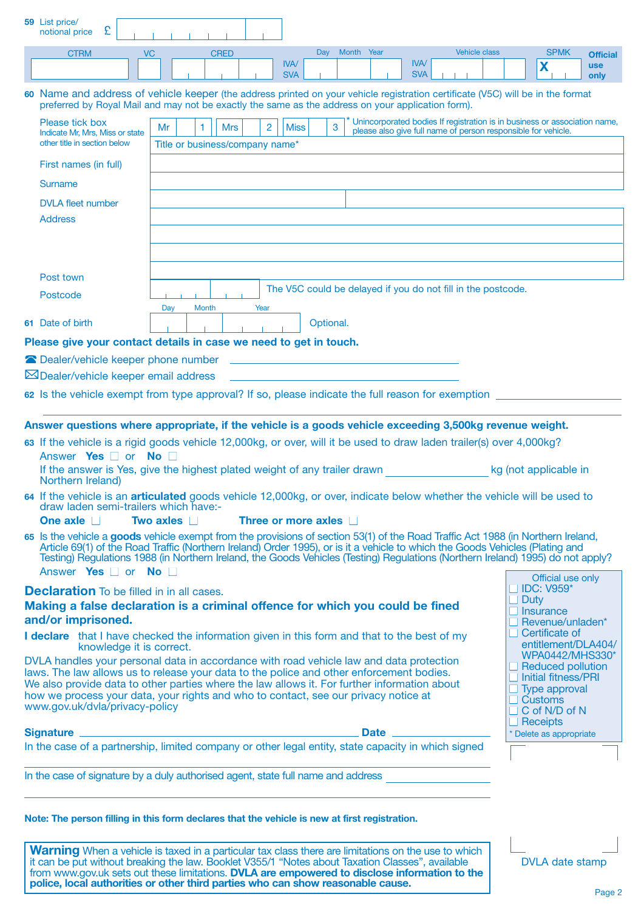**59** List price/ notional price £

| CTRM | VC | CRED | | Day | Month | Year | | Vehicle class | SPMK | Official use only |
|---|---|---|---|---|---|---|---|---|---|---|
| | | | IVA/ SVA | | | | IVA/ SVA | | X | |

**60** Name and address of vehicle keeper (the address printed on your vehicle registration certificate (V5C) will be in the format preferred by Royal Mail and may not be exactly the same as the address on your application form).

Please tick box
Indicate Mr, Mrs, Miss or state other title in section below

Mr 1 Mrs 2 Miss 3

* Unincorporated bodies If registration is in business or association name, please also give full name of person responsible for vehicle.

Title or business/company name*

First names (in full)

Surname

DVLA fleet number

Address

Post town

Postcode

The V5C could be delayed if you do not fill in the postcode.

**61** Date of birth — Day Month Year — Optional.

**Please give your contact details in case we need to get in touch.**

☎ Dealer/vehicle keeper phone number

✉ Dealer/vehicle keeper email address

**62** Is the vehicle exempt from type approval? If so, please indicate the full reason for exemption

**Answer questions where appropriate, if the vehicle is a goods vehicle exceeding 3,500kg revenue weight.**

**63** If the vehicle is a rigid goods vehicle 12,000kg, or over, will it be used to draw laden trailer(s) over 4,000kg?

Answer **Yes** ☐ or **No** ☐

If the answer is Yes, give the highest plated weight of any trailer drawn ________ kg (not applicable in Northern Ireland)

**64** If the vehicle is an **articulated** goods vehicle 12,000kg, or over, indicate below whether the vehicle will be used to draw laden semi-trailers which have:-

**One axle** ☐ **Two axles** ☐ **Three or more axles** ☐

**65** Is the vehicle a **goods** vehicle exempt from the provisions of section 53(1) of the Road Traffic Act 1988 (in Northern Ireland, Article 69(1) of the Road Traffic (Northern Ireland) Order 1995), or is it a vehicle to which the Goods Vehicles (Plating and Testing) Regulations 1988 (in Northern Ireland, the Goods Vehicles (Testing) Regulations (Northern Ireland) 1995) do not apply?

Answer **Yes** ☐ or **No** ☐

## Declaration

To be filled in in all cases.

**Making a false declaration is a criminal offence for which you could be fined and/or imprisoned.**

**I declare** that I have checked the information given in this form and that to the best of my knowledge it is correct.

DVLA handles your personal data in accordance with road vehicle law and data protection laws. The law allows us to release your data to the police and other enforcement bodies. We also provide data to other parties where the law allows it. For further information about how we process your data, your rights and who to contact, see our privacy notice at www.gov.uk/dvla/privacy-policy

**Signature** ________ **Date** ________

In the case of a partnership, limited company or other legal entity, state capacity in which signed

In the case of signature by a duly authorised agent, state full name and address

Official use only
- ☐ IDC: V959*
- ☐ Duty
- ☐ Insurance
- ☐ Revenue/unladen*
- ☐ Certificate of entitlement/DLA404/WPA0442/MHS330*
- ☐ Reduced pollution
- ☐ Initial fitness/PRI
- ☐ Type approval
- ☐ Customs
- ☐ C of N/D of N
- ☐ Receipts

\* Delete as appropriate

**Note: The person filling in this form declares that the vehicle is new at first registration.**

**Warning** When a vehicle is taxed in a particular tax class there are limitations on the use to which it can be put without breaking the law. Booklet V355/1 "Notes about Taxation Classes", available from www.gov.uk sets out these limitations. **DVLA are empowered to disclose information to the police, local authorities or other third parties who can show reasonable cause.**

DVLA date stamp